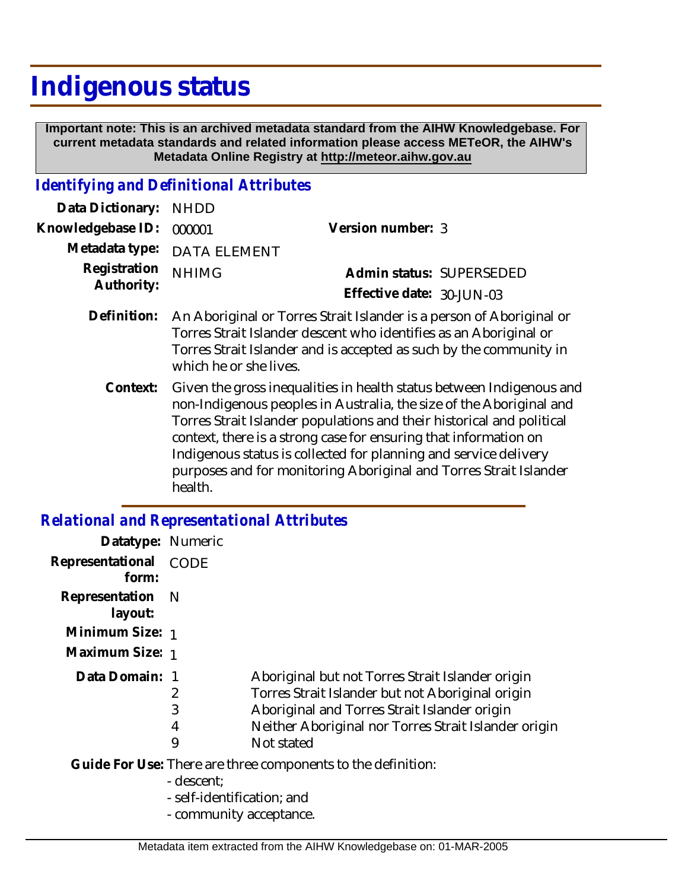# Indigenous status

**Important note: This is an archived metadata standard from the AIHW Knowledgebase. For current metadata standards and related information please access METeOR, the AIHW's Metadata Online Registry at http://meteor.aihw.gov.au**

## *Identifying and Definitional Attributes*

**Data Dictionary:** NHDD

**Knowledgebase ID:** 000001

**Version number:** 3

**Metadata type:** DATA ELEMENT

**Registration Authority:** NHIMG

**Admin status:** SUPERSEDED

**Effective date:** 30-JUN-03

**Definition:** An Aboriginal or Torres Strait Islander is a person of Aboriginal or Torres Strait Islander descent who identifies as an Aboriginal or Torres Strait Islander and is accepted as such by the community in which he or she lives.

**Context:** Given the gross inequalities in health status between Indigenous and non-Indigenous peoples in Australia, the size of the Aboriginal and Torres Strait Islander populations and their historical and political context, there is a strong case for ensuring that information on Indigenous status is collected for planning and service delivery purposes and for monitoring Aboriginal and Torres Strait Islander health.

## *Relational and Representational Attributes*

**Datatype:** Numeric

**Representational form:** CODE

**Representation layout:** N

**Minimum Size:** 1

**Maximum Size:** 1

**Data Domain:**

| Code | Description |
|---|---|
| 1 | Aboriginal but not Torres Strait Islander origin |
| 2 | Torres Strait Islander but not Aboriginal origin |
| 3 | Aboriginal and Torres Strait Islander origin |
| 4 | Neither Aboriginal nor Torres Strait Islander origin |
| 9 | Not stated |

**Guide For Use:** There are three components to the definition:

- descent;
- self-identification; and
- community acceptance.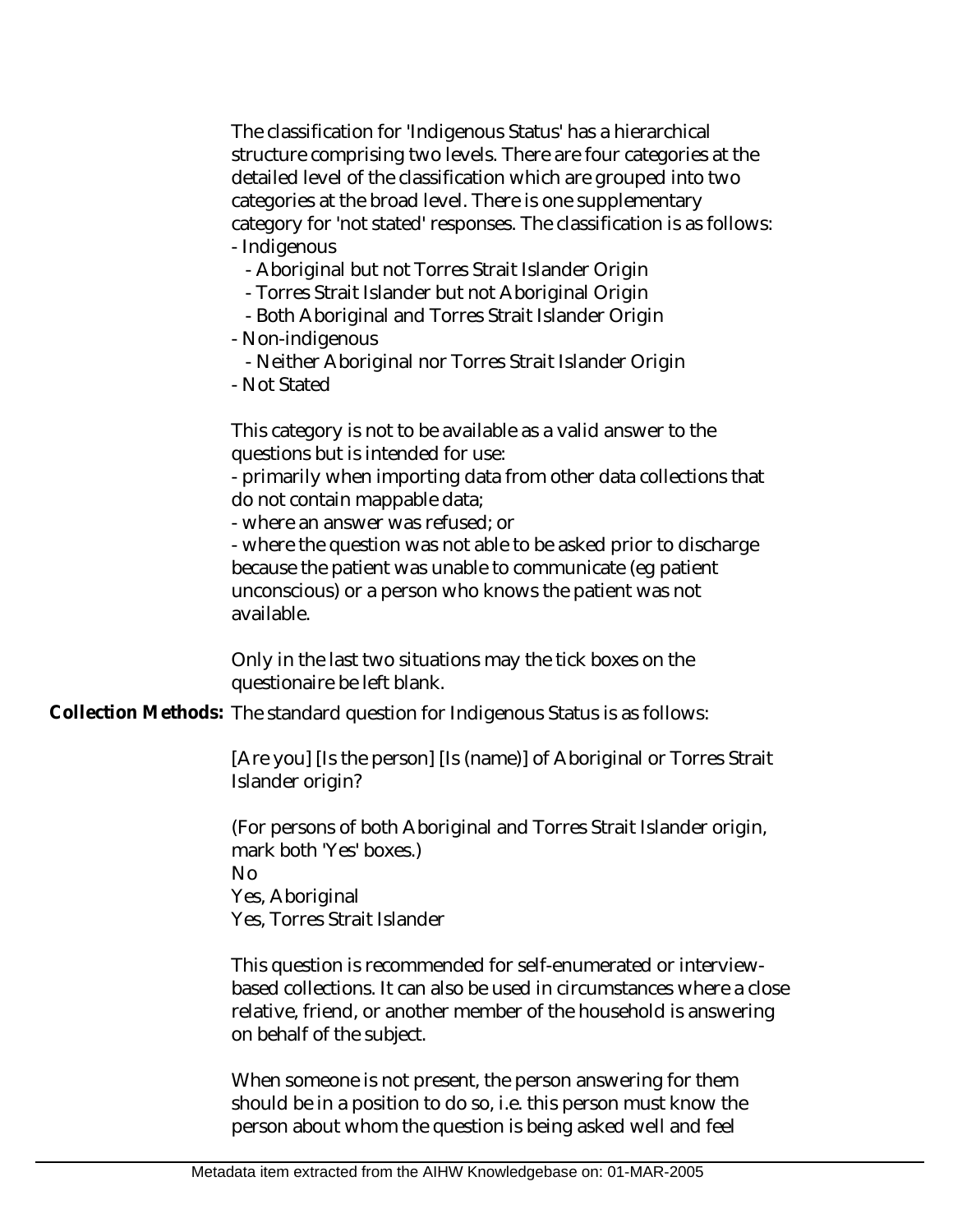The classification for 'Indigenous Status' has a hierarchical structure comprising two levels. There are four categories at the detailed level of the classification which are grouped into two categories at the broad level. There is one supplementary category for 'not stated' responses. The classification is as follows:

- Indigenous
  - Aboriginal but not Torres Strait Islander Origin
  - Torres Strait Islander but not Aboriginal Origin
  - Both Aboriginal and Torres Strait Islander Origin
- Non-indigenous
  - Neither Aboriginal nor Torres Strait Islander Origin
- Not Stated

This category is not to be available as a valid answer to the questions but is intended for use:

- primarily when importing data from other data collections that do not contain mappable data;
- where an answer was refused; or
- where the question was not able to be asked prior to discharge because the patient was unable to communicate (eg patient unconscious) or a person who knows the patient was not available.

Only in the last two situations may the tick boxes on the questionaire be left blank.

**Collection Methods:** The standard question for Indigenous Status is as follows:

[Are you] [Is the person] [Is (name)] of Aboriginal or Torres Strait Islander origin?

(For persons of both Aboriginal and Torres Strait Islander origin, mark both 'Yes' boxes.)
No
Yes, Aboriginal
Yes, Torres Strait Islander

This question is recommended for self-enumerated or interview-based collections. It can also be used in circumstances where a close relative, friend, or another member of the household is answering on behalf of the subject.

When someone is not present, the person answering for them should be in a position to do so, i.e. this person must know the person about whom the question is being asked well and feel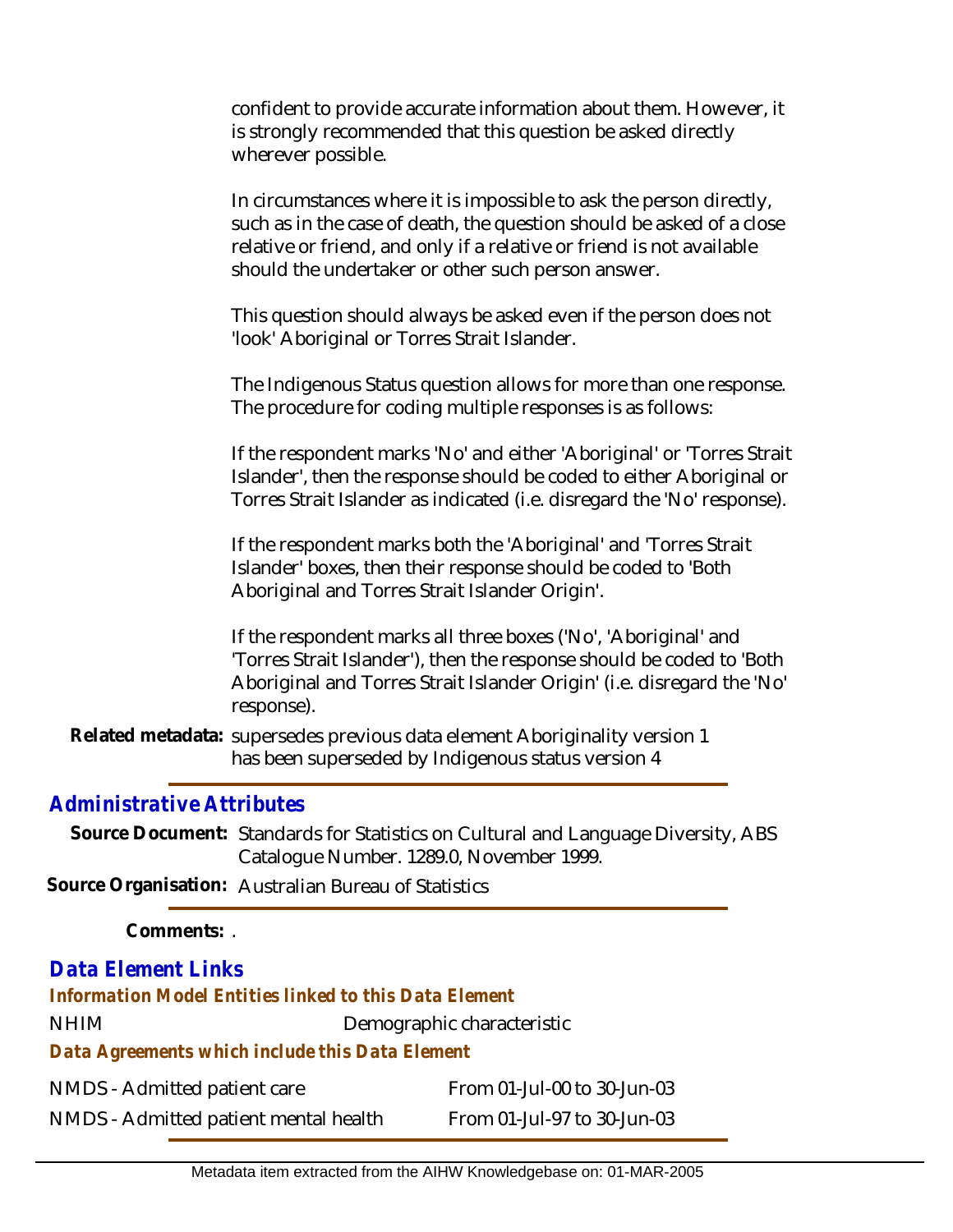confident to provide accurate information about them. However, it is strongly recommended that this question be asked directly wherever possible.

In circumstances where it is impossible to ask the person directly, such as in the case of death, the question should be asked of a close relative or friend, and only if a relative or friend is not available should the undertaker or other such person answer.

This question should always be asked even if the person does not 'look' Aboriginal or Torres Strait Islander.

The Indigenous Status question allows for more than one response. The procedure for coding multiple responses is as follows:

If the respondent marks 'No' and either 'Aboriginal' or 'Torres Strait Islander', then the response should be coded to either Aboriginal or Torres Strait Islander as indicated (i.e. disregard the 'No' response).

If the respondent marks both the 'Aboriginal' and 'Torres Strait Islander' boxes, then their response should be coded to 'Both Aboriginal and Torres Strait Islander Origin'.

If the respondent marks all three boxes ('No', 'Aboriginal' and 'Torres Strait Islander'), then the response should be coded to 'Both Aboriginal and Torres Strait Islander Origin' (i.e. disregard the 'No' response).

**Related metadata:** supersedes previous data element Aboriginality version 1
has been superseded by Indigenous status version 4

## Administrative Attributes

**Source Document:** Standards for Statistics on Cultural and Language Diversity, ABS Catalogue Number. 1289.0, November 1999.

**Source Organisation:** Australian Bureau of Statistics

**Comments:** .

## Data Element Links

### Information Model Entities linked to this Data Element

| NHIM | Demographic characteristic |
|---|---|

### Data Agreements which include this Data Element

| NMDS - Admitted patient care | From 01-Jul-00 to 30-Jun-03 |
|---|---|
| NMDS - Admitted patient mental health | From 01-Jul-97 to 30-Jun-03 |

Metadata item extracted from the AIHW Knowledgebase on: 01-MAR-2005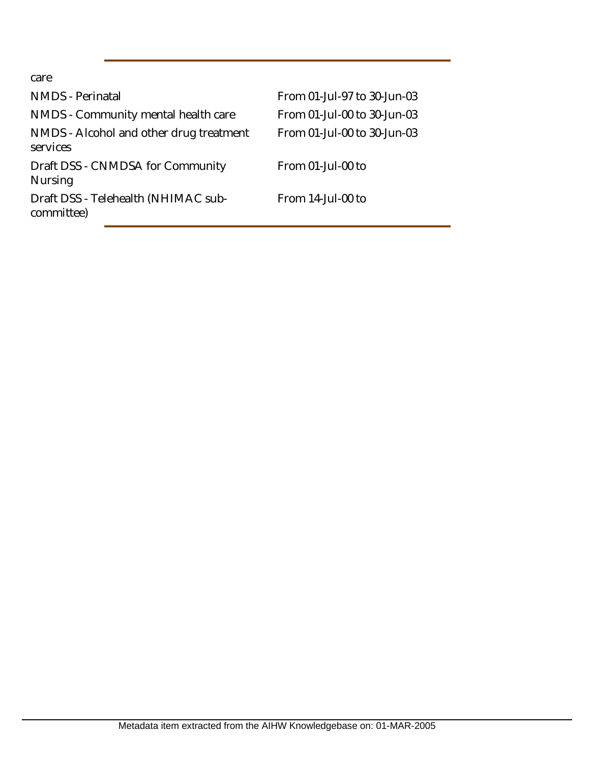| | |
|---|---|
| care | |
| NMDS - Perinatal | From 01-Jul-97 to 30-Jun-03 |
| NMDS - Community mental health care | From 01-Jul-00 to 30-Jun-03 |
| NMDS - Alcohol and other drug treatment services | From 01-Jul-00 to 30-Jun-03 |
| Draft DSS - CNMDSA for Community Nursing | From 01-Jul-00 to |
| Draft DSS - Telehealth (NHIMAC sub-committee) | From 14-Jul-00 to |

Metadata item extracted from the AIHW Knowledgebase on: 01-MAR-2005